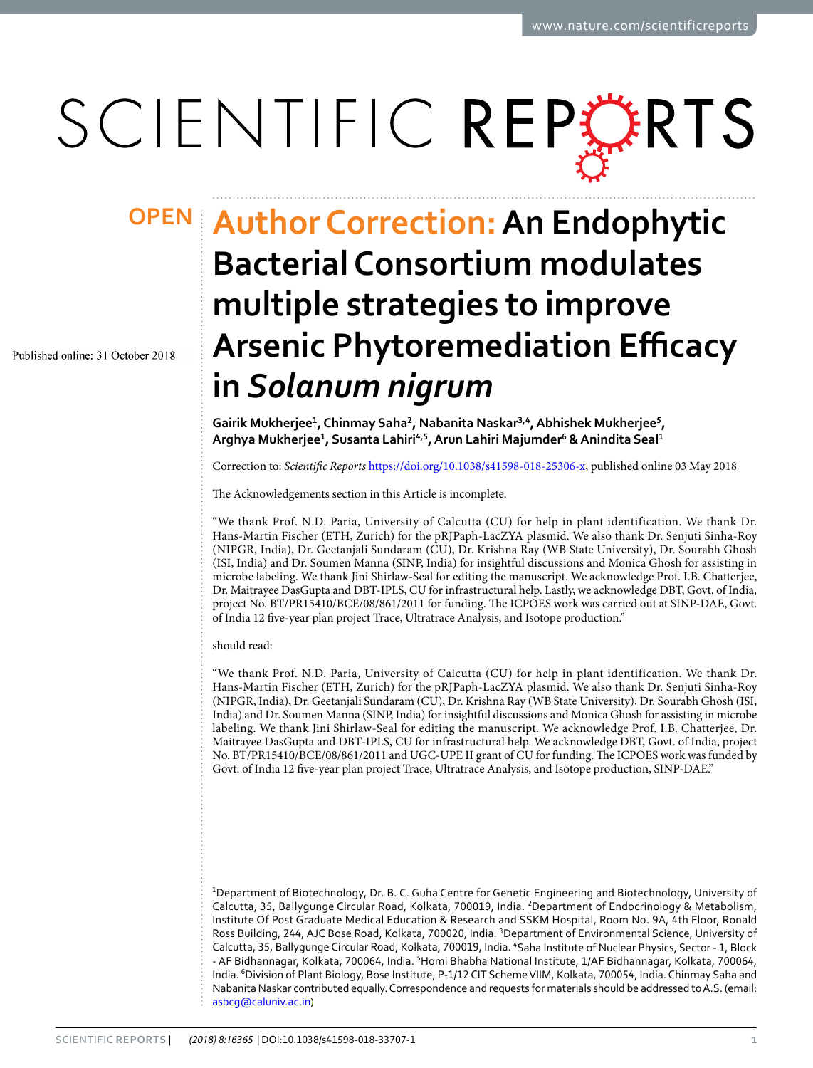OPEN

# Author Correction: An Endophytic Bacterial Consortium modulates multiple strategies to improve Arsenic Phytoremediation Efficacy in *Solanum nigrum*

Published online: 31 October 2018

**Gairik Mukherjee[1], Chinmay Saha[2], Nabanita Naskar[3,4], Abhishek Mukherjee[5], Arghya Mukherjee[1], Susanta Lahiri[4,5], Arun Lahiri Majumder[6] & Anindita Seal[1]**

Correction to: *Scientific Reports* https://doi.org/10.1038/s41598-018-25306-x, published online 03 May 2018

The Acknowledgements section in this Article is incomplete.

"We thank Prof. N.D. Paria, University of Calcutta (CU) for help in plant identification. We thank Dr. Hans-Martin Fischer (ETH, Zurich) for the pRJPaph-LacZYA plasmid. We also thank Dr. Senjuti Sinha-Roy (NIPGR, India), Dr. Geetanjali Sundaram (CU), Dr. Krishna Ray (WB State University), Dr. Sourabh Ghosh (ISI, India) and Dr. Soumen Manna (SINP, India) for insightful discussions and Monica Ghosh for assisting in microbe labeling. We thank Jini Shirlaw-Seal for editing the manuscript. We acknowledge Prof. I.B. Chatterjee, Dr. Maitrayee DasGupta and DBT-IPLS, CU for infrastructural help. Lastly, we acknowledge DBT, Govt. of India, project No. BT/PR15410/BCE/08/861/2011 for funding. The ICPOES work was carried out at SINP-DAE, Govt. of India 12 five-year plan project Trace, Ultratrace Analysis, and Isotope production."

should read:

"We thank Prof. N.D. Paria, University of Calcutta (CU) for help in plant identification. We thank Dr. Hans-Martin Fischer (ETH, Zurich) for the pRJPaph-LacZYA plasmid. We also thank Dr. Senjuti Sinha-Roy (NIPGR, India), Dr. Geetanjali Sundaram (CU), Dr. Krishna Ray (WB State University), Dr. Sourabh Ghosh (ISI, India) and Dr. Soumen Manna (SINP, India) for insightful discussions and Monica Ghosh for assisting in microbe labeling. We thank Jini Shirlaw-Seal for editing the manuscript. We acknowledge Prof. I.B. Chatterjee, Dr. Maitrayee DasGupta and DBT-IPLS, CU for infrastructural help. We acknowledge DBT, Govt. of India, project No. BT/PR15410/BCE/08/861/2011 and UGC-UPE II grant of CU for funding. The ICPOES work was funded by Govt. of India 12 five-year plan project Trace, Ultratrace Analysis, and Isotope production, SINP-DAE."

[1]Department of Biotechnology, Dr. B. C. Guha Centre for Genetic Engineering and Biotechnology, University of Calcutta, 35, Ballygunge Circular Road, Kolkata, 700019, India. [2]Department of Endocrinology & Metabolism, Institute Of Post Graduate Medical Education & Research and SSKM Hospital, Room No. 9A, 4th Floor, Ronald Ross Building, 244, AJC Bose Road, Kolkata, 700020, India. [3]Department of Environmental Science, University of Calcutta, 35, Ballygunge Circular Road, Kolkata, 700019, India. [4]Saha Institute of Nuclear Physics, Sector - 1, Block - AF Bidhannagar, Kolkata, 700064, India. [5]Homi Bhabha National Institute, 1/AF Bidhannagar, Kolkata, 700064, India. [6]Division of Plant Biology, Bose Institute, P-1/12 CIT Scheme VIIM, Kolkata, 700054, India. Chinmay Saha and Nabanita Naskar contributed equally. Correspondence and requests for materials should be addressed to A.S. (email: asbcg@caluniv.ac.in)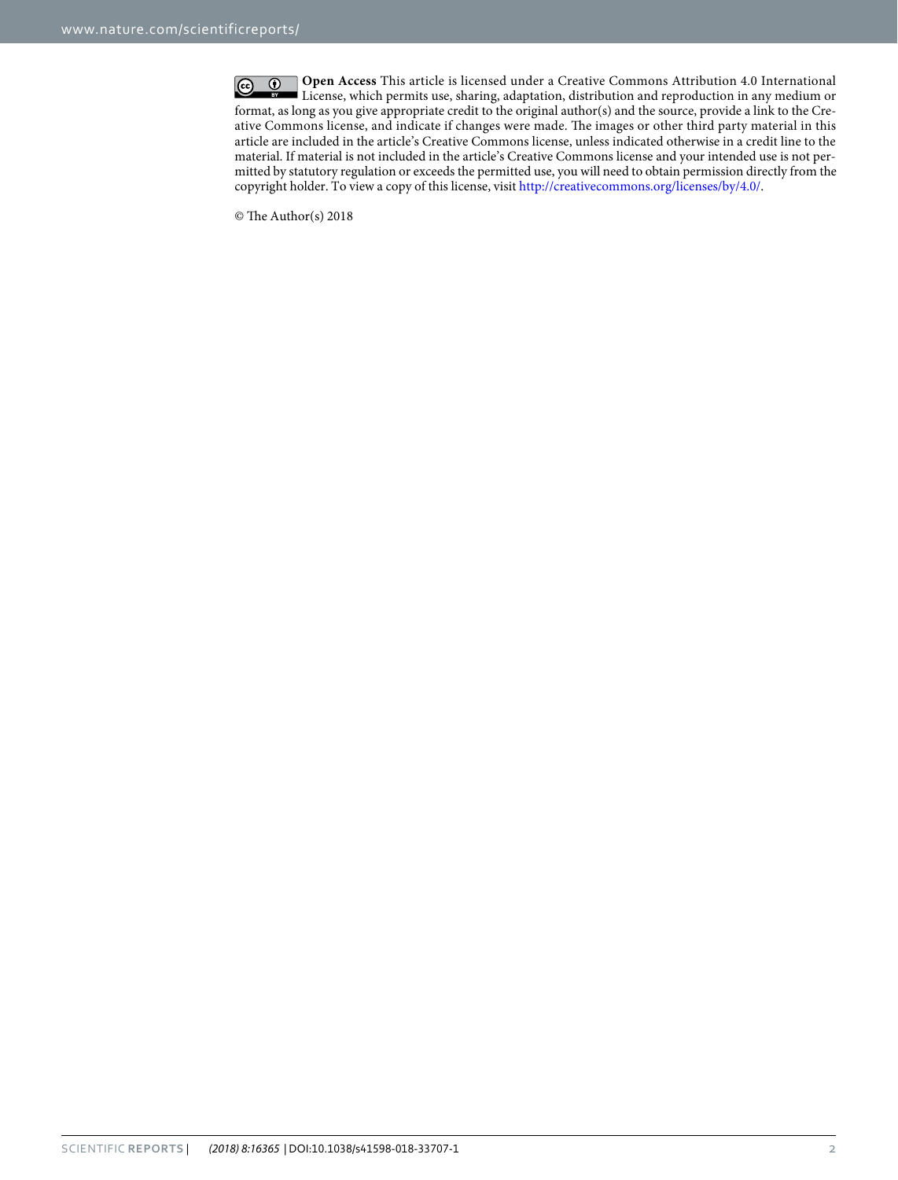**Open Access** This article is licensed under a Creative Commons Attribution 4.0 International License, which permits use, sharing, adaptation, distribution and reproduction in any medium or format, as long as you give appropriate credit to the original author(s) and the source, provide a link to the Creative Commons license, and indicate if changes were made. The images or other third party material in this article are included in the article's Creative Commons license, unless indicated otherwise in a credit line to the material. If material is not included in the article's Creative Commons license and your intended use is not permitted by statutory regulation or exceeds the permitted use, you will need to obtain permission directly from the copyright holder. To view a copy of this license, visit http://creativecommons.org/licenses/by/4.0/.

© The Author(s) 2018